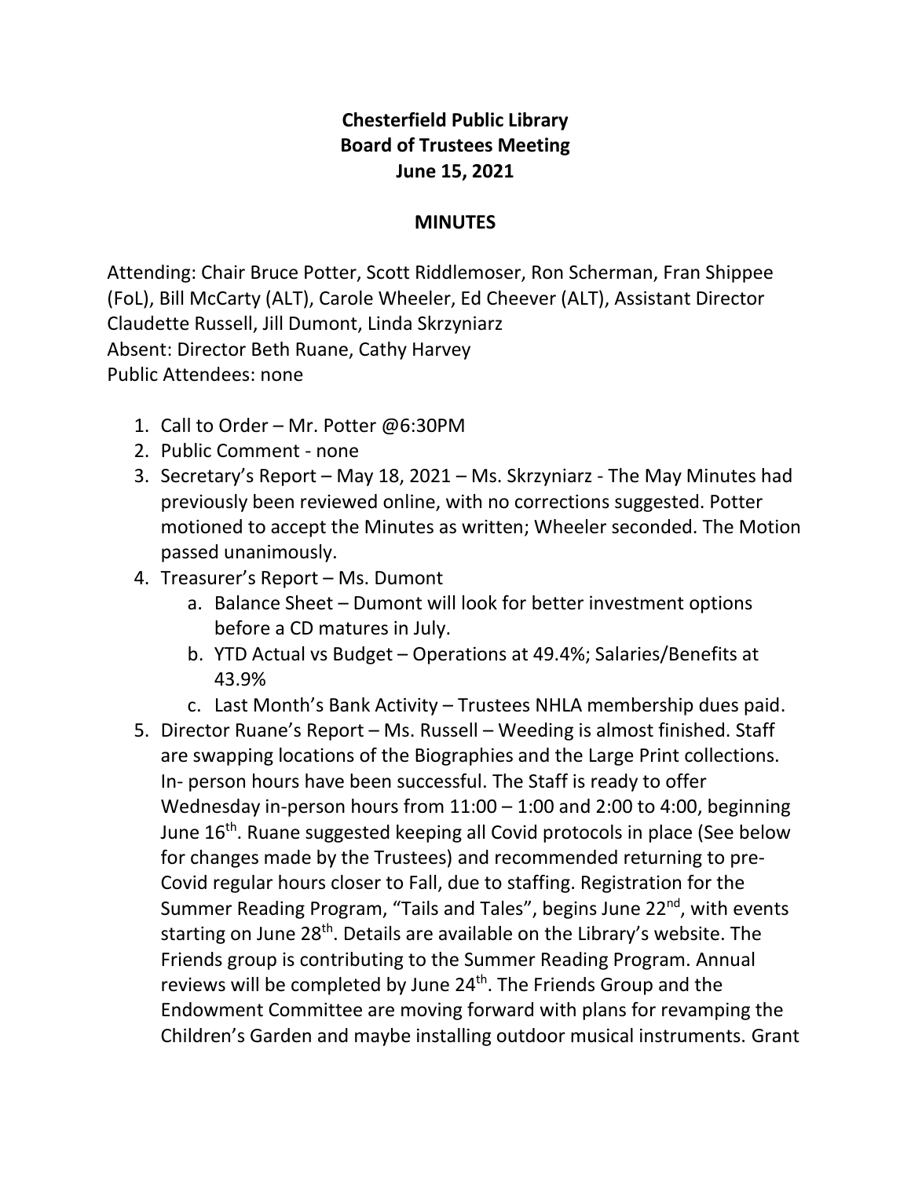**Chesterfield Public Library**
**Board of Trustees Meeting**
**June 15, 2021**

**MINUTES**

Attending: Chair Bruce Potter, Scott Riddlemoser, Ron Scherman, Fran Shippee (FoL), Bill McCarty (ALT), Carole Wheeler, Ed Cheever (ALT), Assistant Director Claudette Russell, Jill Dumont, Linda Skrzyniarz
Absent: Director Beth Ruane, Cathy Harvey
Public Attendees: none

1. Call to Order – Mr. Potter @6:30PM
2. Public Comment - none
3. Secretary's Report – May 18, 2021 – Ms. Skrzyniarz - The May Minutes had previously been reviewed online, with no corrections suggested. Potter motioned to accept the Minutes as written; Wheeler seconded. The Motion passed unanimously.
4. Treasurer's Report – Ms. Dumont
   a. Balance Sheet – Dumont will look for better investment options before a CD matures in July.
   b. YTD Actual vs Budget – Operations at 49.4%; Salaries/Benefits at 43.9%
   c. Last Month's Bank Activity – Trustees NHLA membership dues paid.
5. Director Ruane's Report – Ms. Russell – Weeding is almost finished. Staff are swapping locations of the Biographies and the Large Print collections. In- person hours have been successful. The Staff is ready to offer Wednesday in-person hours from 11:00 – 1:00 and 2:00 to 4:00, beginning June 16th. Ruane suggested keeping all Covid protocols in place (See below for changes made by the Trustees) and recommended returning to pre-Covid regular hours closer to Fall, due to staffing. Registration for the Summer Reading Program, "Tails and Tales", begins June 22nd, with events starting on June 28th. Details are available on the Library's website. The Friends group is contributing to the Summer Reading Program. Annual reviews will be completed by June 24th. The Friends Group and the Endowment Committee are moving forward with plans for revamping the Children's Garden and maybe installing outdoor musical instruments. Grant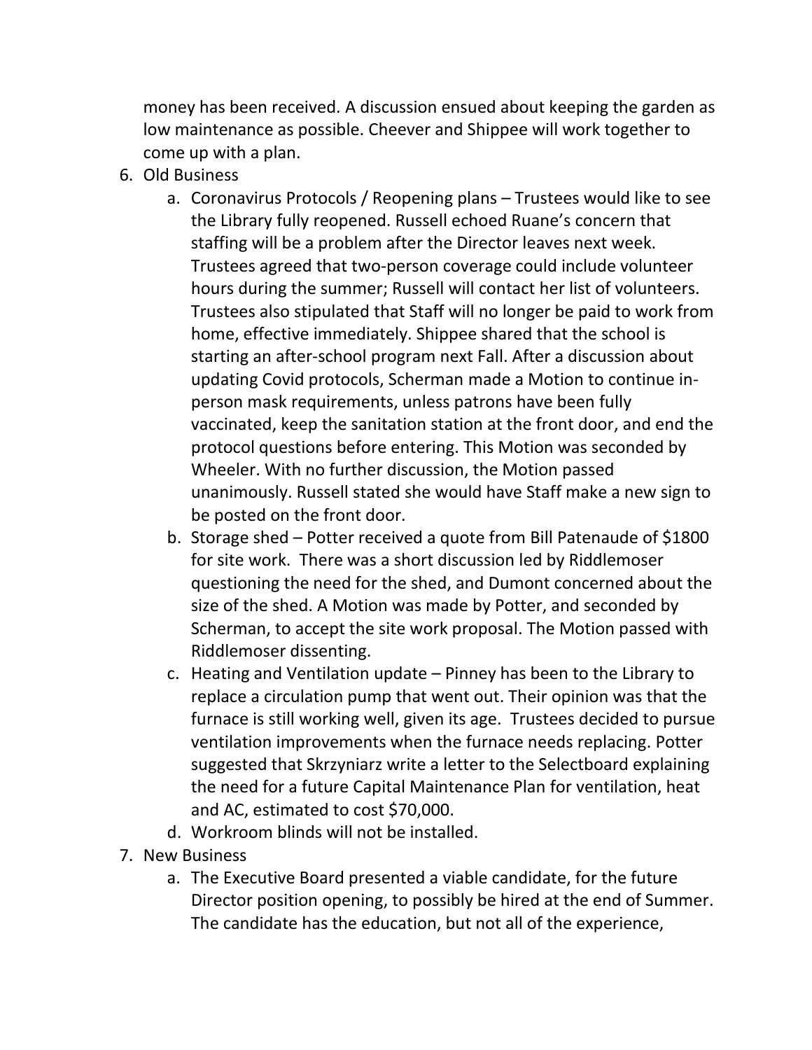money has been received. A discussion ensued about keeping the garden as low maintenance as possible. Cheever and Shippee will work together to come up with a plan.

6. Old Business
   a. Coronavirus Protocols / Reopening plans – Trustees would like to see the Library fully reopened. Russell echoed Ruane's concern that staffing will be a problem after the Director leaves next week. Trustees agreed that two-person coverage could include volunteer hours during the summer; Russell will contact her list of volunteers. Trustees also stipulated that Staff will no longer be paid to work from home, effective immediately. Shippee shared that the school is starting an after-school program next Fall. After a discussion about updating Covid protocols, Scherman made a Motion to continue in-person mask requirements, unless patrons have been fully vaccinated, keep the sanitation station at the front door, and end the protocol questions before entering. This Motion was seconded by Wheeler. With no further discussion, the Motion passed unanimously. Russell stated she would have Staff make a new sign to be posted on the front door.
   b. Storage shed – Potter received a quote from Bill Patenaude of $1800 for site work. There was a short discussion led by Riddlemoser questioning the need for the shed, and Dumont concerned about the size of the shed. A Motion was made by Potter, and seconded by Scherman, to accept the site work proposal. The Motion passed with Riddlemoser dissenting.
   c. Heating and Ventilation update – Pinney has been to the Library to replace a circulation pump that went out. Their opinion was that the furnace is still working well, given its age. Trustees decided to pursue ventilation improvements when the furnace needs replacing. Potter suggested that Skrzyniarz write a letter to the Selectboard explaining the need for a future Capital Maintenance Plan for ventilation, heat and AC, estimated to cost $70,000.
   d. Workroom blinds will not be installed.
7. New Business
   a. The Executive Board presented a viable candidate, for the future Director position opening, to possibly be hired at the end of Summer. The candidate has the education, but not all of the experience,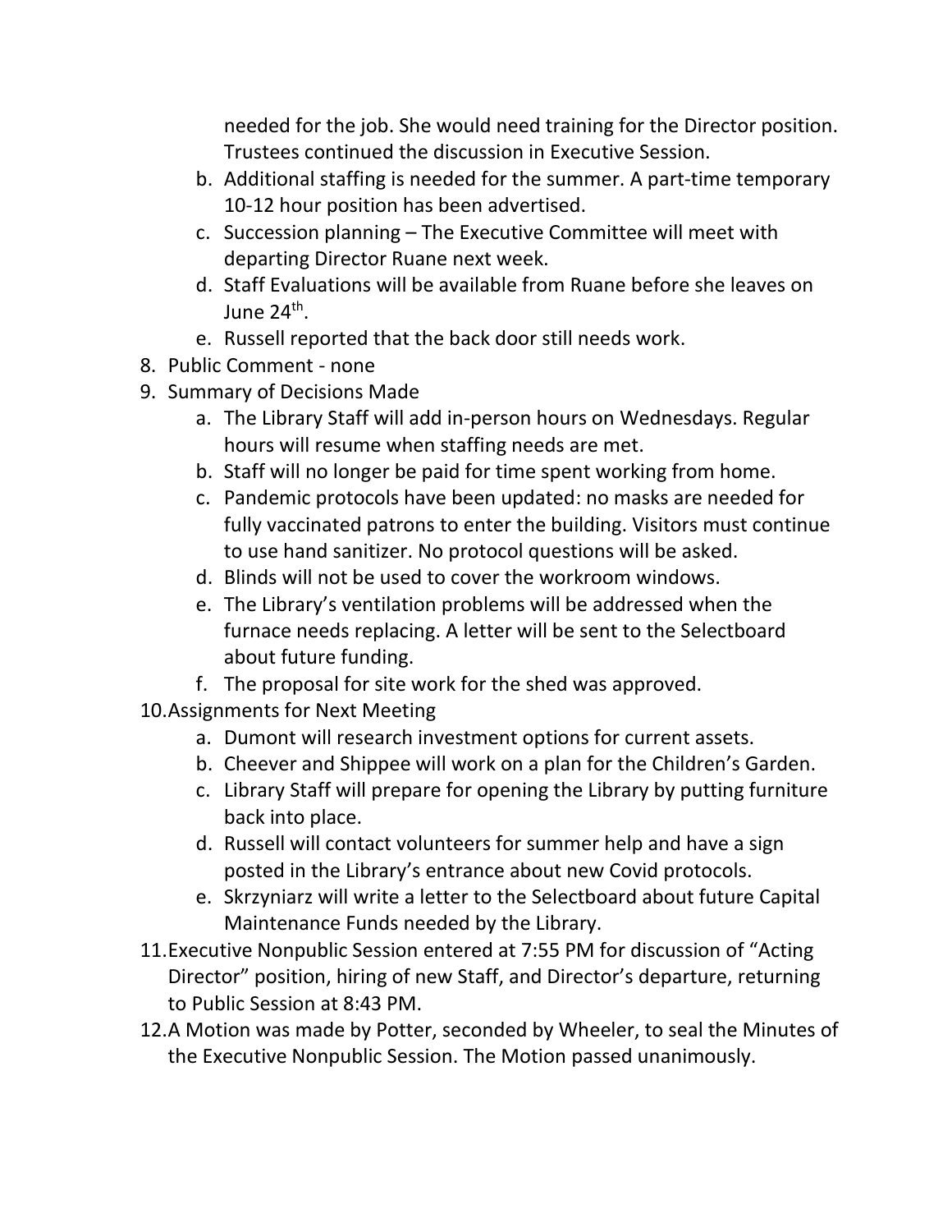needed for the job. She would need training for the Director position. Trustees continued the discussion in Executive Session.

   b. Additional staffing is needed for the summer. A part-time temporary 10-12 hour position has been advertised.
   c. Succession planning – The Executive Committee will meet with departing Director Ruane next week.
   d. Staff Evaluations will be available from Ruane before she leaves on June 24th.
   e. Russell reported that the back door still needs work.

8. Public Comment - none
9. Summary of Decisions Made
   a. The Library Staff will add in-person hours on Wednesdays. Regular hours will resume when staffing needs are met.
   b. Staff will no longer be paid for time spent working from home.
   c. Pandemic protocols have been updated: no masks are needed for fully vaccinated patrons to enter the building. Visitors must continue to use hand sanitizer. No protocol questions will be asked.
   d. Blinds will not be used to cover the workroom windows.
   e. The Library's ventilation problems will be addressed when the furnace needs replacing. A letter will be sent to the Selectboard about future funding.
   f. The proposal for site work for the shed was approved.
10. Assignments for Next Meeting
    a. Dumont will research investment options for current assets.
    b. Cheever and Shippee will work on a plan for the Children's Garden.
    c. Library Staff will prepare for opening the Library by putting furniture back into place.
    d. Russell will contact volunteers for summer help and have a sign posted in the Library's entrance about new Covid protocols.
    e. Skrzyniarz will write a letter to the Selectboard about future Capital Maintenance Funds needed by the Library.
11. Executive Nonpublic Session entered at 7:55 PM for discussion of "Acting Director" position, hiring of new Staff, and Director's departure, returning to Public Session at 8:43 PM.
12. A Motion was made by Potter, seconded by Wheeler, to seal the Minutes of the Executive Nonpublic Session. The Motion passed unanimously.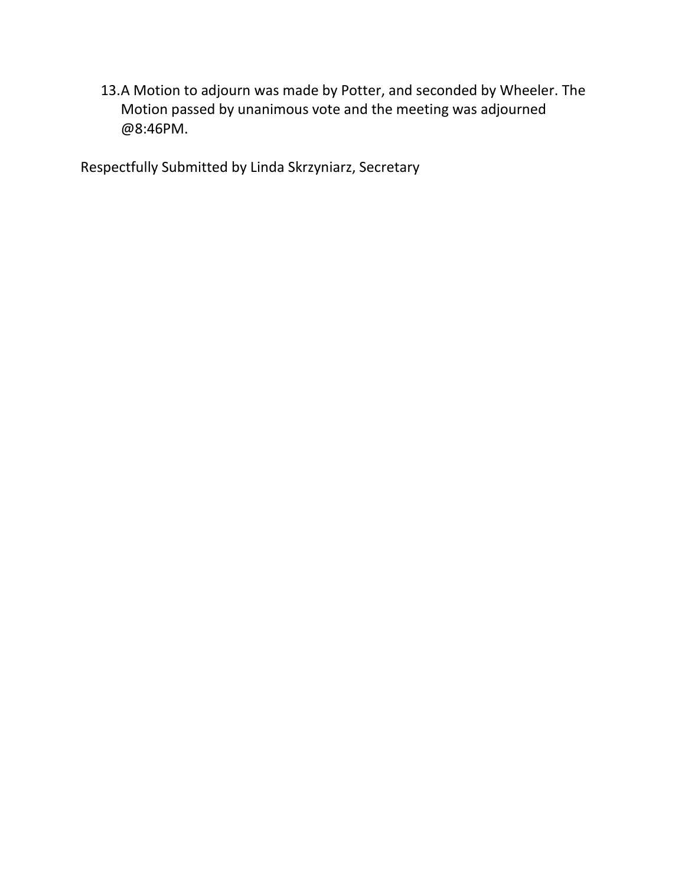13. A Motion to adjourn was made by Potter, and seconded by Wheeler. The Motion passed by unanimous vote and the meeting was adjourned @8:46PM.

Respectfully Submitted by Linda Skrzyniarz, Secretary